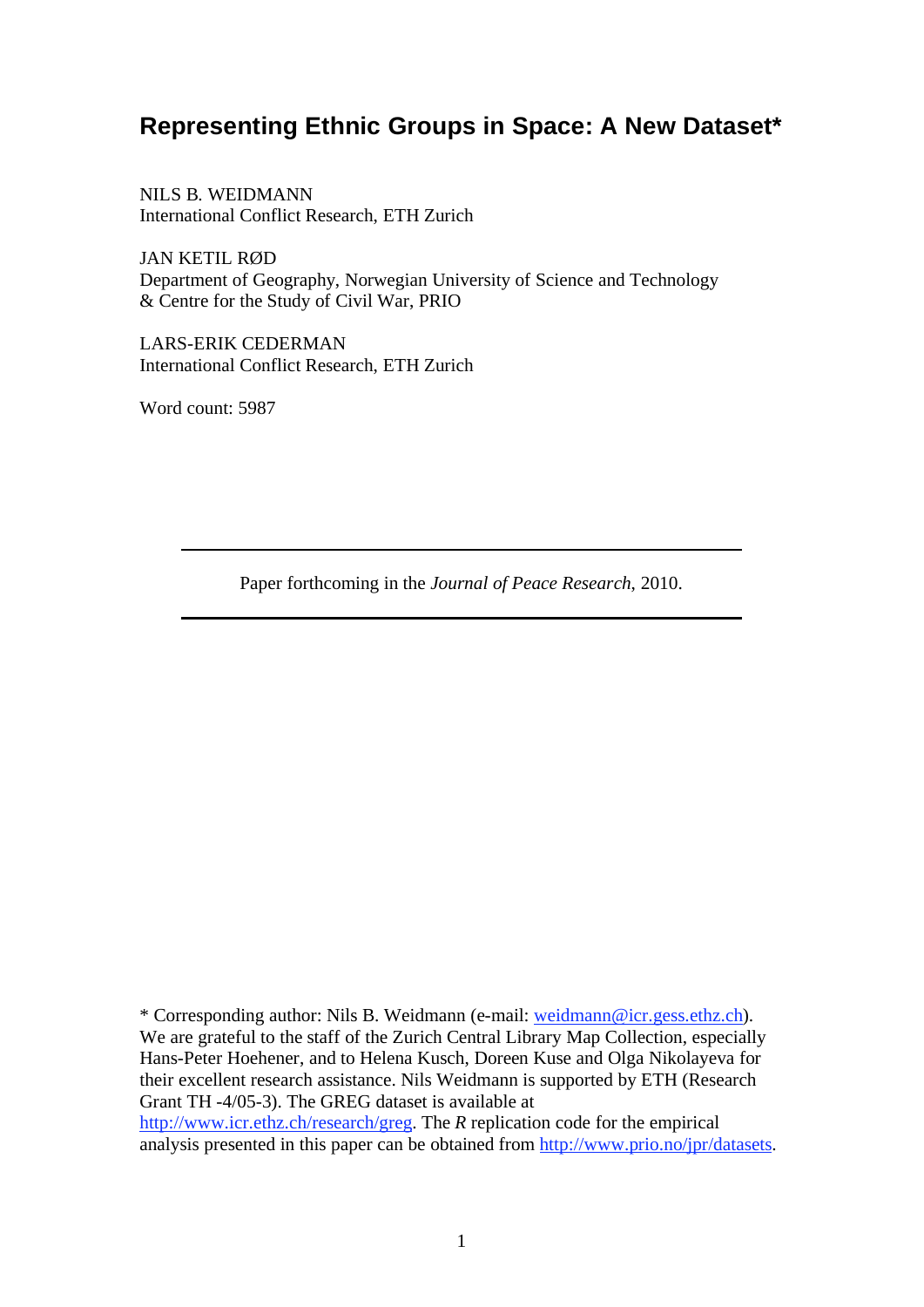# Representing Ethnic Groups in Space: A New Dataset*

NILS B. WEIDMANN
International Conflict Research, ETH Zurich

JAN KETIL RØD
Department of Geography, Norwegian University of Science and Technology
& Centre for the Study of Civil War, PRIO

LARS-ERIK CEDERMAN
International Conflict Research, ETH Zurich

Word count: 5987

---

Paper forthcoming in the *Journal of Peace Research*, 2010.

---

\* Corresponding author: Nils B. Weidmann (e-mail: weidmann@icr.gess.ethz.ch). We are grateful to the staff of the Zurich Central Library Map Collection, especially Hans-Peter Hoehener, and to Helena Kusch, Doreen Kuse and Olga Nikolayeva for their excellent research assistance. Nils Weidmann is supported by ETH (Research Grant TH -4/05-3). The GREG dataset is available at http://www.icr.ethz.ch/research/greg. The *R* replication code for the empirical analysis presented in this paper can be obtained from http://www.prio.no/jpr/datasets.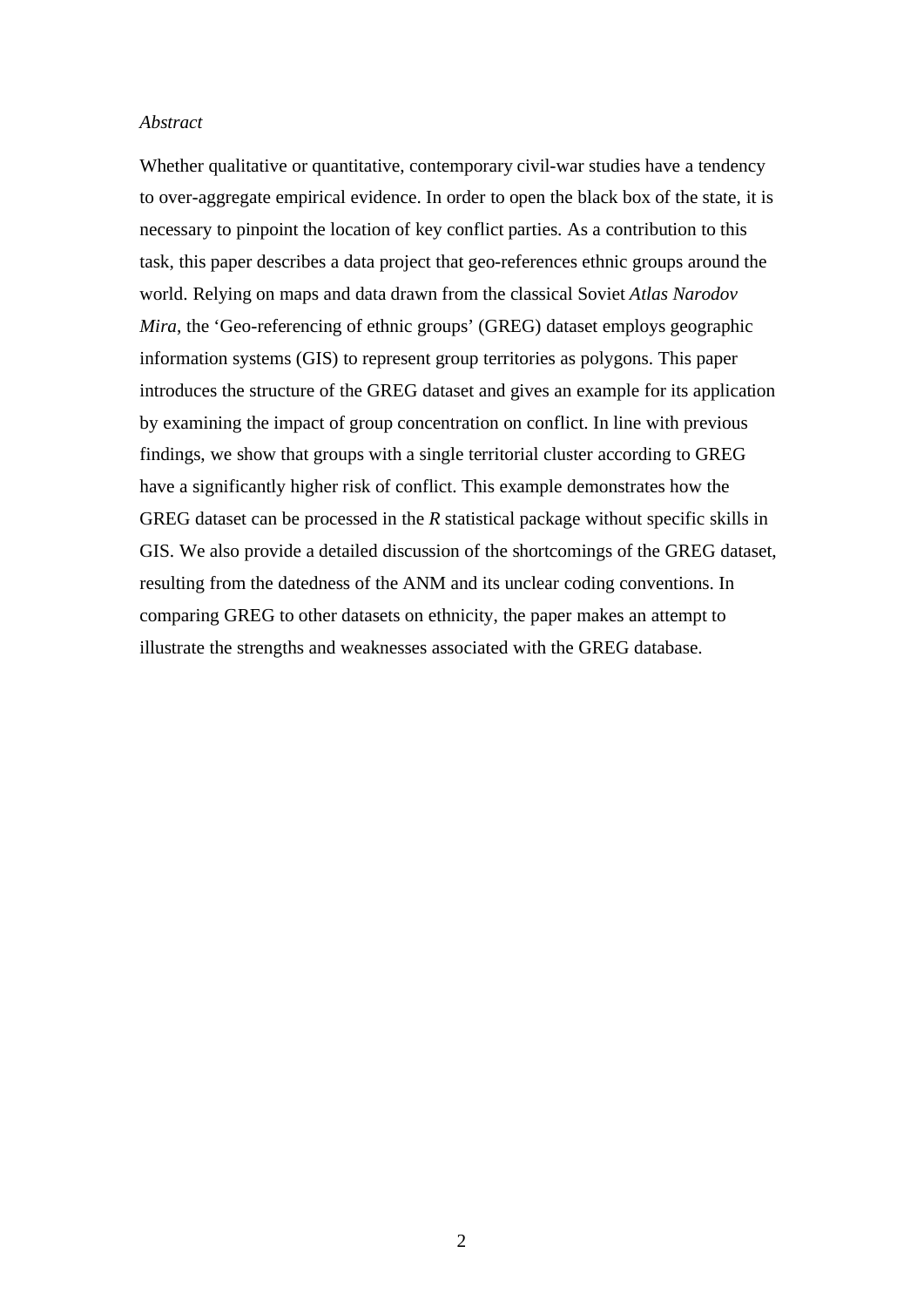*Abstract*

Whether qualitative or quantitative, contemporary civil-war studies have a tendency to over-aggregate empirical evidence. In order to open the black box of the state, it is necessary to pinpoint the location of key conflict parties. As a contribution to this task, this paper describes a data project that geo-references ethnic groups around the world. Relying on maps and data drawn from the classical Soviet *Atlas Narodov Mira*, the 'Geo-referencing of ethnic groups' (GREG) dataset employs geographic information systems (GIS) to represent group territories as polygons. This paper introduces the structure of the GREG dataset and gives an example for its application by examining the impact of group concentration on conflict. In line with previous findings, we show that groups with a single territorial cluster according to GREG have a significantly higher risk of conflict. This example demonstrates how the GREG dataset can be processed in the *R* statistical package without specific skills in GIS. We also provide a detailed discussion of the shortcomings of the GREG dataset, resulting from the datedness of the ANM and its unclear coding conventions. In comparing GREG to other datasets on ethnicity, the paper makes an attempt to illustrate the strengths and weaknesses associated with the GREG database.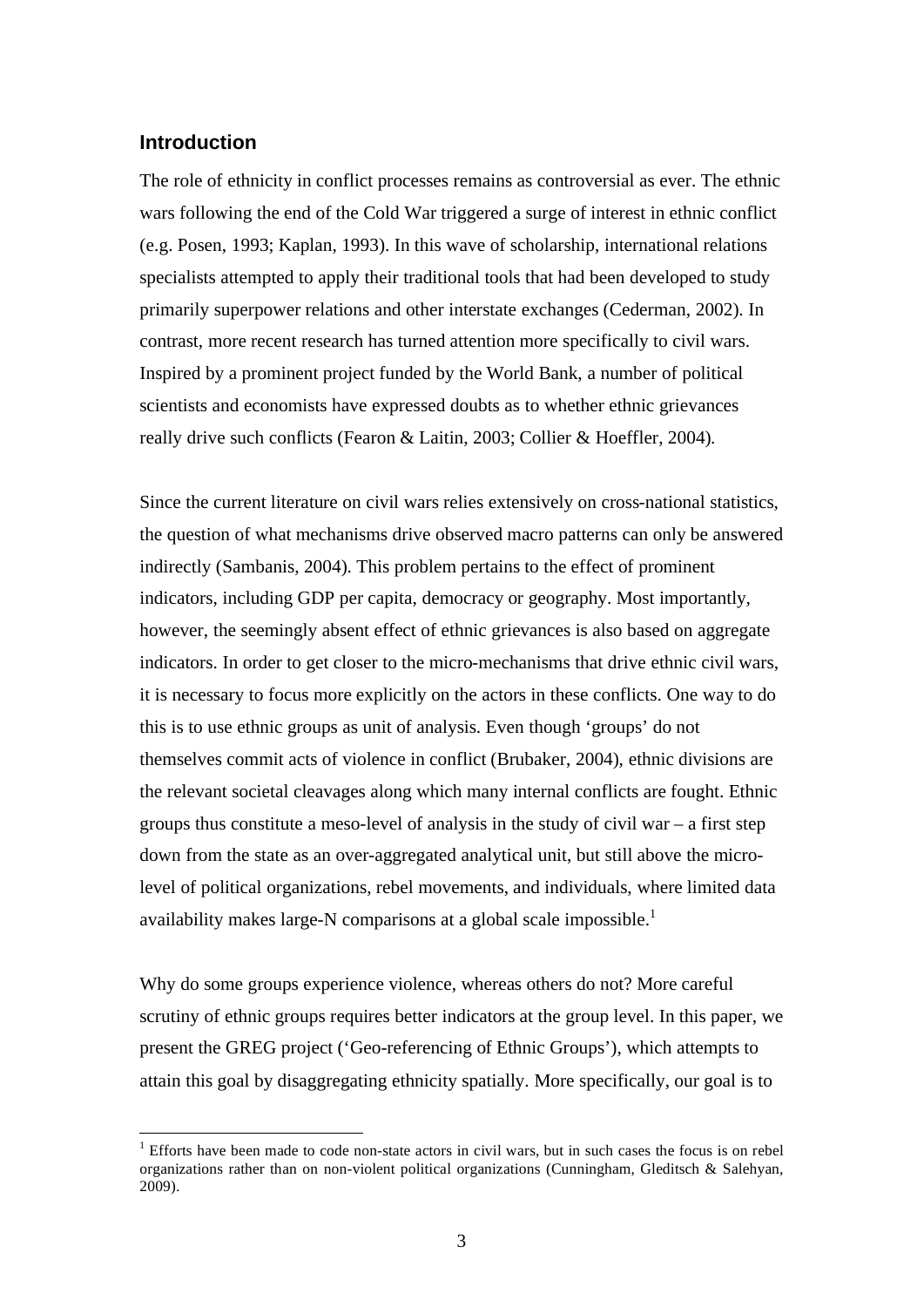## Introduction

The role of ethnicity in conflict processes remains as controversial as ever. The ethnic wars following the end of the Cold War triggered a surge of interest in ethnic conflict (e.g. Posen, 1993; Kaplan, 1993). In this wave of scholarship, international relations specialists attempted to apply their traditional tools that had been developed to study primarily superpower relations and other interstate exchanges (Cederman, 2002). In contrast, more recent research has turned attention more specifically to civil wars. Inspired by a prominent project funded by the World Bank, a number of political scientists and economists have expressed doubts as to whether ethnic grievances really drive such conflicts (Fearon & Laitin, 2003; Collier & Hoeffler, 2004).

Since the current literature on civil wars relies extensively on cross-national statistics, the question of what mechanisms drive observed macro patterns can only be answered indirectly (Sambanis, 2004). This problem pertains to the effect of prominent indicators, including GDP per capita, democracy or geography. Most importantly, however, the seemingly absent effect of ethnic grievances is also based on aggregate indicators. In order to get closer to the micro-mechanisms that drive ethnic civil wars, it is necessary to focus more explicitly on the actors in these conflicts. One way to do this is to use ethnic groups as unit of analysis. Even though 'groups' do not themselves commit acts of violence in conflict (Brubaker, 2004), ethnic divisions are the relevant societal cleavages along which many internal conflicts are fought. Ethnic groups thus constitute a meso-level of analysis in the study of civil war – a first step down from the state as an over-aggregated analytical unit, but still above the micro-level of political organizations, rebel movements, and individuals, where limited data availability makes large-N comparisons at a global scale impossible.[1]

Why do some groups experience violence, whereas others do not? More careful scrutiny of ethnic groups requires better indicators at the group level. In this paper, we present the GREG project ('Geo-referencing of Ethnic Groups'), which attempts to attain this goal by disaggregating ethnicity spatially. More specifically, our goal is to

[1] Efforts have been made to code non-state actors in civil wars, but in such cases the focus is on rebel organizations rather than on non-violent political organizations (Cunningham, Gleditsch & Salehyan, 2009).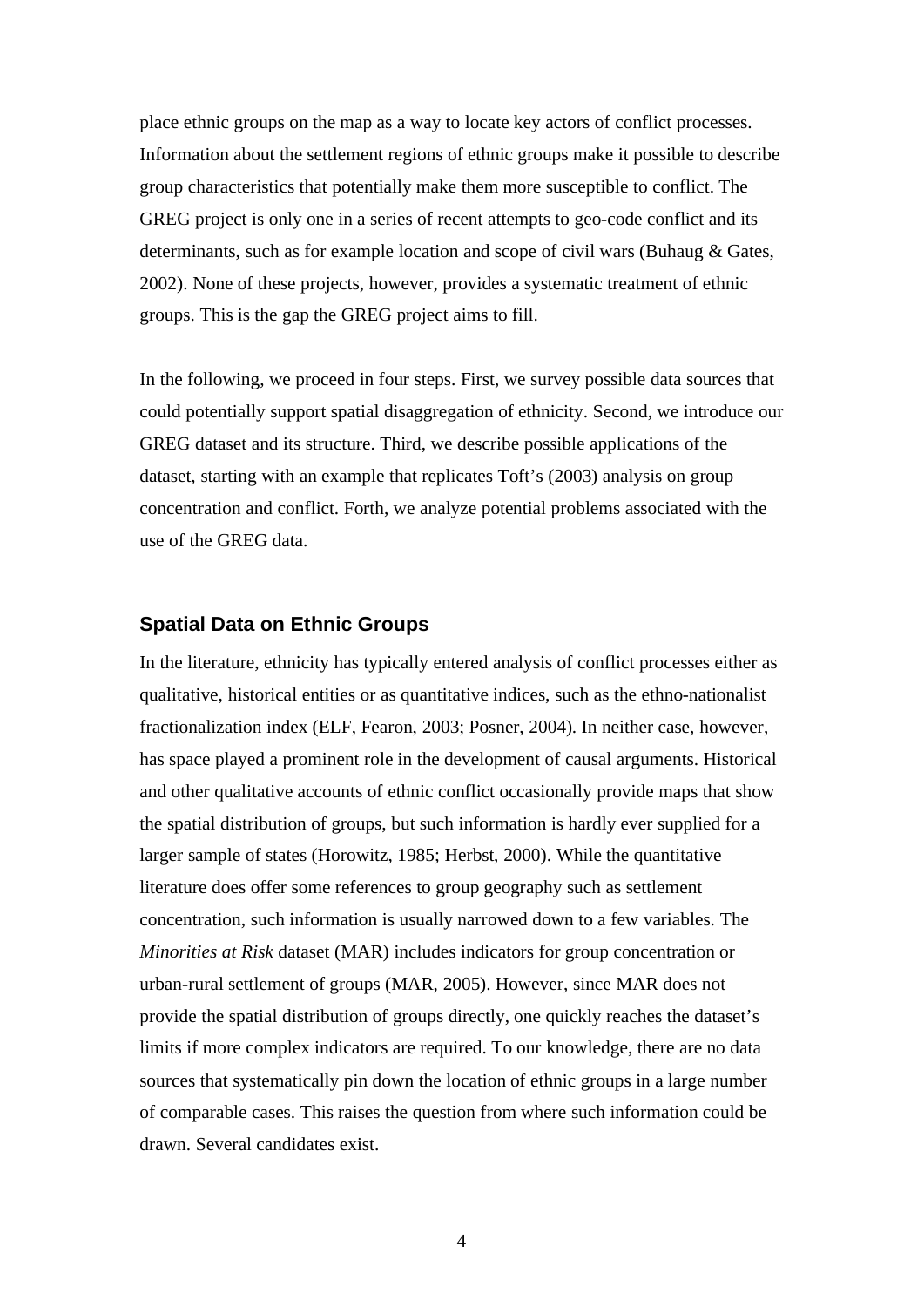place ethnic groups on the map as a way to locate key actors of conflict processes. Information about the settlement regions of ethnic groups make it possible to describe group characteristics that potentially make them more susceptible to conflict. The GREG project is only one in a series of recent attempts to geo-code conflict and its determinants, such as for example location and scope of civil wars (Buhaug & Gates, 2002). None of these projects, however, provides a systematic treatment of ethnic groups. This is the gap the GREG project aims to fill.

In the following, we proceed in four steps. First, we survey possible data sources that could potentially support spatial disaggregation of ethnicity. Second, we introduce our GREG dataset and its structure. Third, we describe possible applications of the dataset, starting with an example that replicates Toft's (2003) analysis on group concentration and conflict. Forth, we analyze potential problems associated with the use of the GREG data.

## Spatial Data on Ethnic Groups

In the literature, ethnicity has typically entered analysis of conflict processes either as qualitative, historical entities or as quantitative indices, such as the ethno-nationalist fractionalization index (ELF, Fearon, 2003; Posner, 2004). In neither case, however, has space played a prominent role in the development of causal arguments. Historical and other qualitative accounts of ethnic conflict occasionally provide maps that show the spatial distribution of groups, but such information is hardly ever supplied for a larger sample of states (Horowitz, 1985; Herbst, 2000). While the quantitative literature does offer some references to group geography such as settlement concentration, such information is usually narrowed down to a few variables. The *Minorities at Risk* dataset (MAR) includes indicators for group concentration or urban-rural settlement of groups (MAR, 2005). However, since MAR does not provide the spatial distribution of groups directly, one quickly reaches the dataset's limits if more complex indicators are required. To our knowledge, there are no data sources that systematically pin down the location of ethnic groups in a large number of comparable cases. This raises the question from where such information could be drawn. Several candidates exist.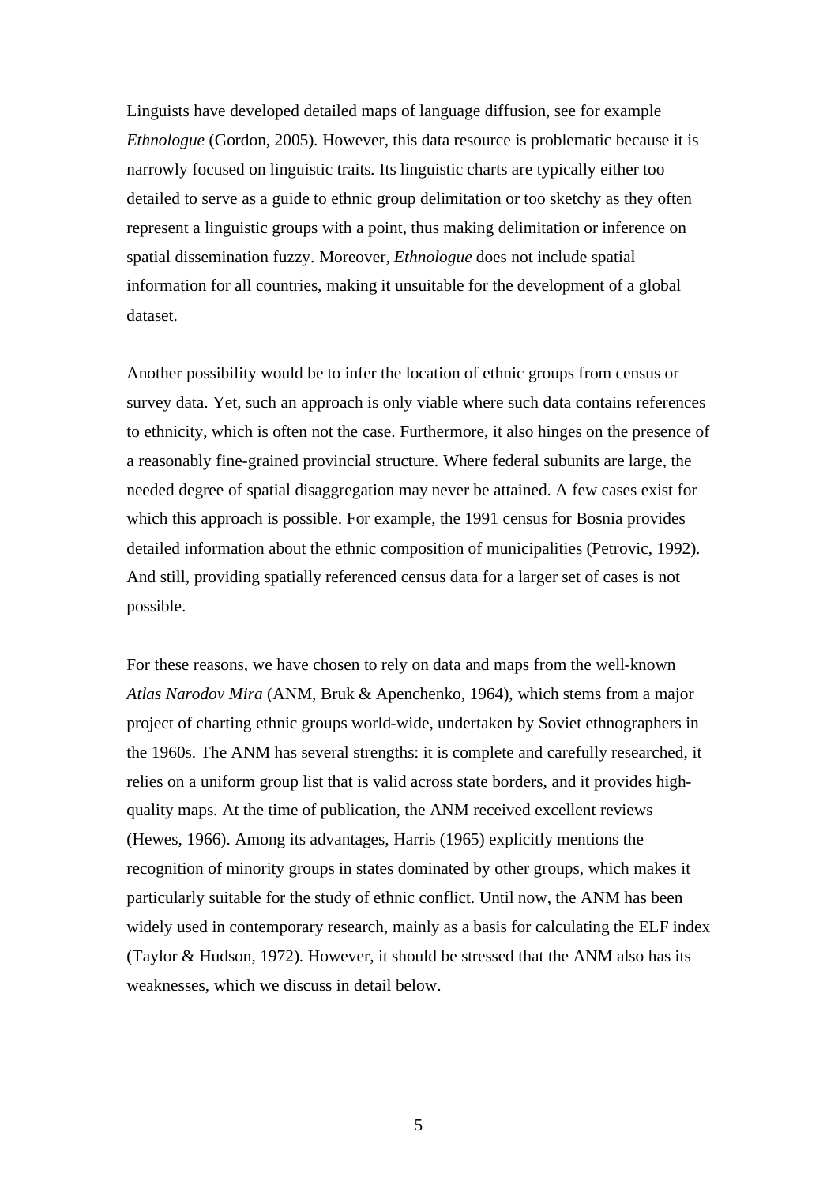Linguists have developed detailed maps of language diffusion, see for example *Ethnologue* (Gordon, 2005). However, this data resource is problematic because it is narrowly focused on linguistic traits. Its linguistic charts are typically either too detailed to serve as a guide to ethnic group delimitation or too sketchy as they often represent a linguistic groups with a point, thus making delimitation or inference on spatial dissemination fuzzy. Moreover, *Ethnologue* does not include spatial information for all countries, making it unsuitable for the development of a global dataset.

Another possibility would be to infer the location of ethnic groups from census or survey data. Yet, such an approach is only viable where such data contains references to ethnicity, which is often not the case. Furthermore, it also hinges on the presence of a reasonably fine-grained provincial structure. Where federal subunits are large, the needed degree of spatial disaggregation may never be attained. A few cases exist for which this approach is possible. For example, the 1991 census for Bosnia provides detailed information about the ethnic composition of municipalities (Petrovic, 1992). And still, providing spatially referenced census data for a larger set of cases is not possible.

For these reasons, we have chosen to rely on data and maps from the well-known *Atlas Narodov Mira* (ANM, Bruk & Apenchenko, 1964), which stems from a major project of charting ethnic groups world-wide, undertaken by Soviet ethnographers in the 1960s. The ANM has several strengths: it is complete and carefully researched, it relies on a uniform group list that is valid across state borders, and it provides high-quality maps. At the time of publication, the ANM received excellent reviews (Hewes, 1966). Among its advantages, Harris (1965) explicitly mentions the recognition of minority groups in states dominated by other groups, which makes it particularly suitable for the study of ethnic conflict. Until now, the ANM has been widely used in contemporary research, mainly as a basis for calculating the ELF index (Taylor & Hudson, 1972). However, it should be stressed that the ANM also has its weaknesses, which we discuss in detail below.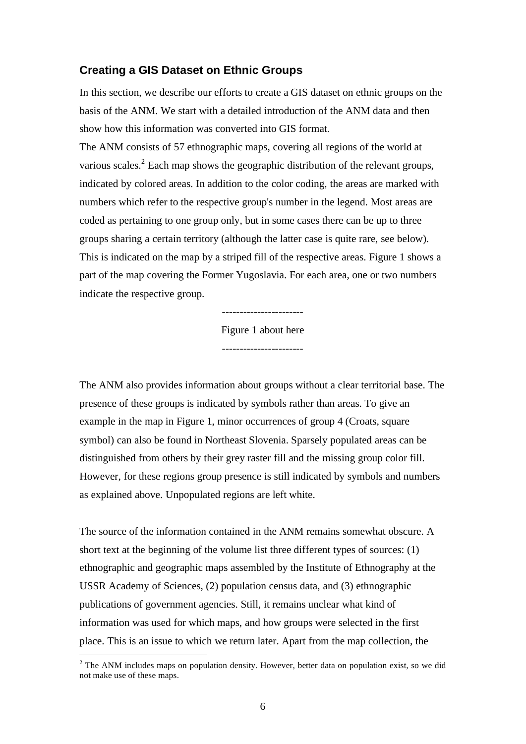## Creating a GIS Dataset on Ethnic Groups

In this section, we describe our efforts to create a GIS dataset on ethnic groups on the basis of the ANM. We start with a detailed introduction of the ANM data and then show how this information was converted into GIS format.

The ANM consists of 57 ethnographic maps, covering all regions of the world at various scales.[2] Each map shows the geographic distribution of the relevant groups, indicated by colored areas. In addition to the color coding, the areas are marked with numbers which refer to the respective group's number in the legend. Most areas are coded as pertaining to one group only, but in some cases there can be up to three groups sharing a certain territory (although the latter case is quite rare, see below). This is indicated on the map by a striped fill of the respective areas. Figure 1 shows a part of the map covering the Former Yugoslavia. For each area, one or two numbers indicate the respective group.

----------------------

Figure 1 about here

----------------------

The ANM also provides information about groups without a clear territorial base. The presence of these groups is indicated by symbols rather than areas. To give an example in the map in Figure 1, minor occurrences of group 4 (Croats, square symbol) can also be found in Northeast Slovenia. Sparsely populated areas can be distinguished from others by their grey raster fill and the missing group color fill. However, for these regions group presence is still indicated by symbols and numbers as explained above. Unpopulated regions are left white.

The source of the information contained in the ANM remains somewhat obscure. A short text at the beginning of the volume list three different types of sources: (1) ethnographic and geographic maps assembled by the Institute of Ethnography at the USSR Academy of Sciences, (2) population census data, and (3) ethnographic publications of government agencies. Still, it remains unclear what kind of information was used for which maps, and how groups were selected in the first place. This is an issue to which we return later. Apart from the map collection, the

[2] The ANM includes maps on population density. However, better data on population exist, so we did not make use of these maps.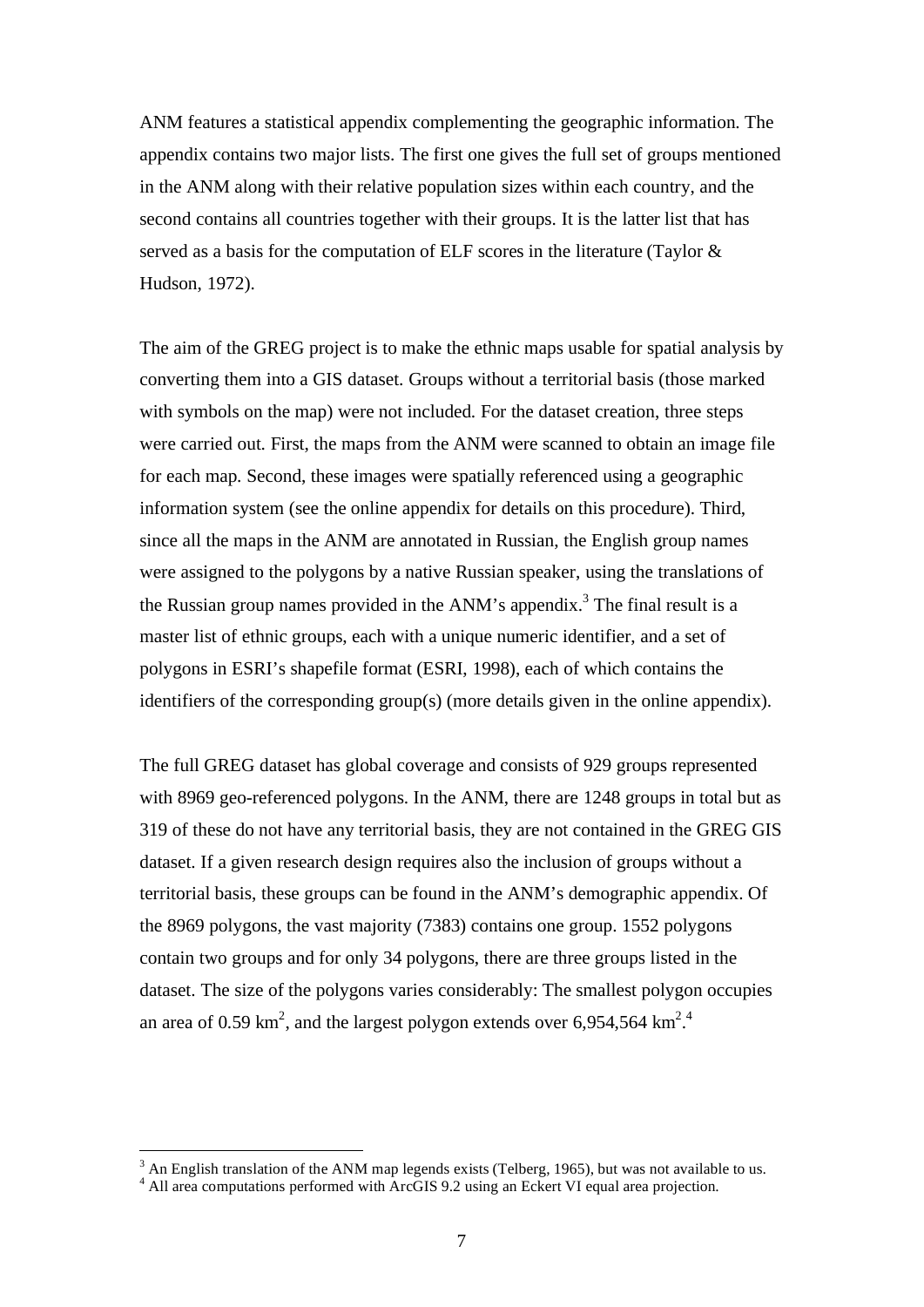ANM features a statistical appendix complementing the geographic information. The appendix contains two major lists. The first one gives the full set of groups mentioned in the ANM along with their relative population sizes within each country, and the second contains all countries together with their groups. It is the latter list that has served as a basis for the computation of ELF scores in the literature (Taylor & Hudson, 1972).

The aim of the GREG project is to make the ethnic maps usable for spatial analysis by converting them into a GIS dataset. Groups without a territorial basis (those marked with symbols on the map) were not included. For the dataset creation, three steps were carried out. First, the maps from the ANM were scanned to obtain an image file for each map. Second, these images were spatially referenced using a geographic information system (see the online appendix for details on this procedure). Third, since all the maps in the ANM are annotated in Russian, the English group names were assigned to the polygons by a native Russian speaker, using the translations of the Russian group names provided in the ANM's appendix.[3] The final result is a master list of ethnic groups, each with a unique numeric identifier, and a set of polygons in ESRI's shapefile format (ESRI, 1998), each of which contains the identifiers of the corresponding group(s) (more details given in the online appendix).

The full GREG dataset has global coverage and consists of 929 groups represented with 8969 geo-referenced polygons. In the ANM, there are 1248 groups in total but as 319 of these do not have any territorial basis, they are not contained in the GREG GIS dataset. If a given research design requires also the inclusion of groups without a territorial basis, these groups can be found in the ANM's demographic appendix. Of the 8969 polygons, the vast majority (7383) contains one group. 1552 polygons contain two groups and for only 34 polygons, there are three groups listed in the dataset. The size of the polygons varies considerably: The smallest polygon occupies an area of 0.59 $km^2$, and the largest polygon extends over 6,954,564 $km^2$.[4]

---

[3] An English translation of the ANM map legends exists (Telberg, 1965), but was not available to us.

[4] All area computations performed with ArcGIS 9.2 using an Eckert VI equal area projection.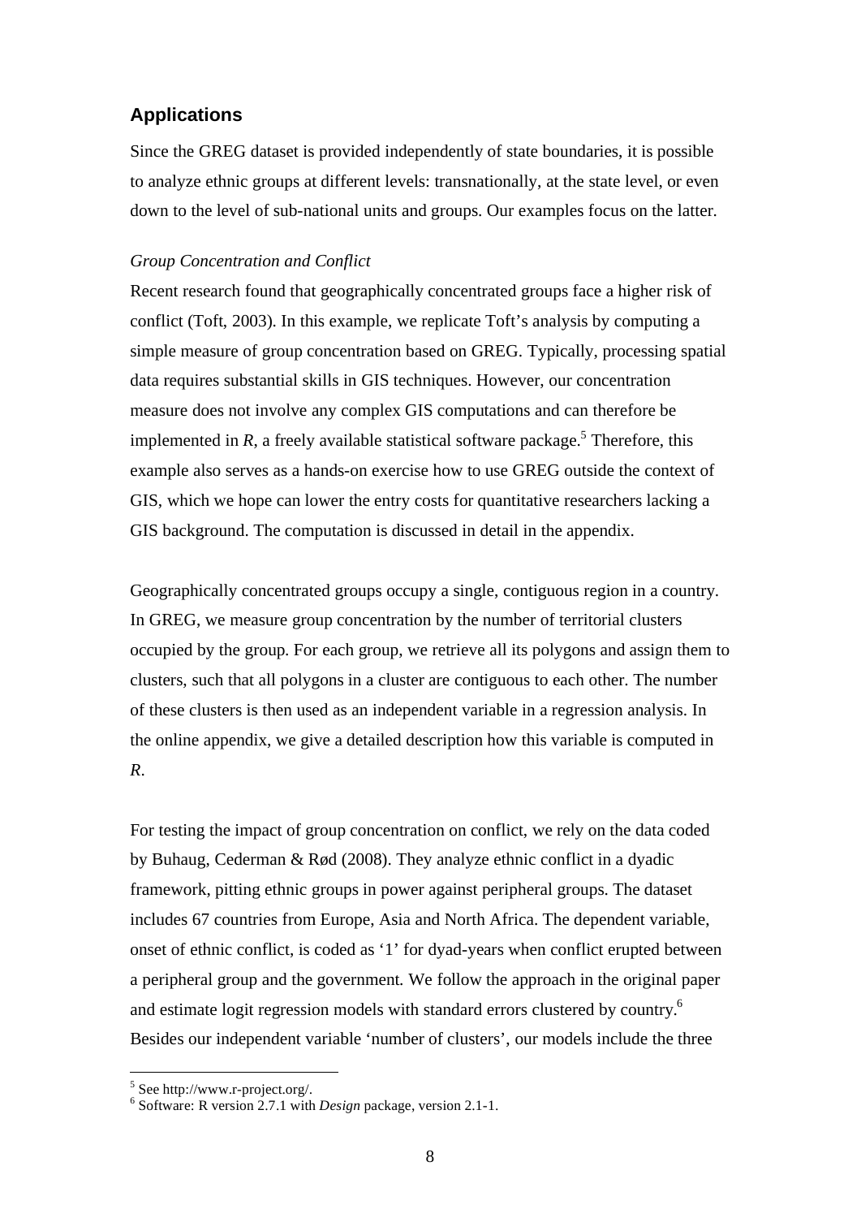## Applications

Since the GREG dataset is provided independently of state boundaries, it is possible to analyze ethnic groups at different levels: transnationally, at the state level, or even down to the level of sub-national units and groups. Our examples focus on the latter.

*Group Concentration and Conflict*

Recent research found that geographically concentrated groups face a higher risk of conflict (Toft, 2003). In this example, we replicate Toft's analysis by computing a simple measure of group concentration based on GREG. Typically, processing spatial data requires substantial skills in GIS techniques. However, our concentration measure does not involve any complex GIS computations and can therefore be implemented in *R*, a freely available statistical software package.[5] Therefore, this example also serves as a hands-on exercise how to use GREG outside the context of GIS, which we hope can lower the entry costs for quantitative researchers lacking a GIS background. The computation is discussed in detail in the appendix.

Geographically concentrated groups occupy a single, contiguous region in a country. In GREG, we measure group concentration by the number of territorial clusters occupied by the group. For each group, we retrieve all its polygons and assign them to clusters, such that all polygons in a cluster are contiguous to each other. The number of these clusters is then used as an independent variable in a regression analysis. In the online appendix, we give a detailed description how this variable is computed in *R*.

For testing the impact of group concentration on conflict, we rely on the data coded by Buhaug, Cederman & Rød (2008). They analyze ethnic conflict in a dyadic framework, pitting ethnic groups in power against peripheral groups. The dataset includes 67 countries from Europe, Asia and North Africa. The dependent variable, onset of ethnic conflict, is coded as '1' for dyad-years when conflict erupted between a peripheral group and the government. We follow the approach in the original paper and estimate logit regression models with standard errors clustered by country.[6] Besides our independent variable 'number of clusters', our models include the three

---

[5] See http://www.r-project.org/.

[6] Software: R version 2.7.1 with *Design* package, version 2.1-1.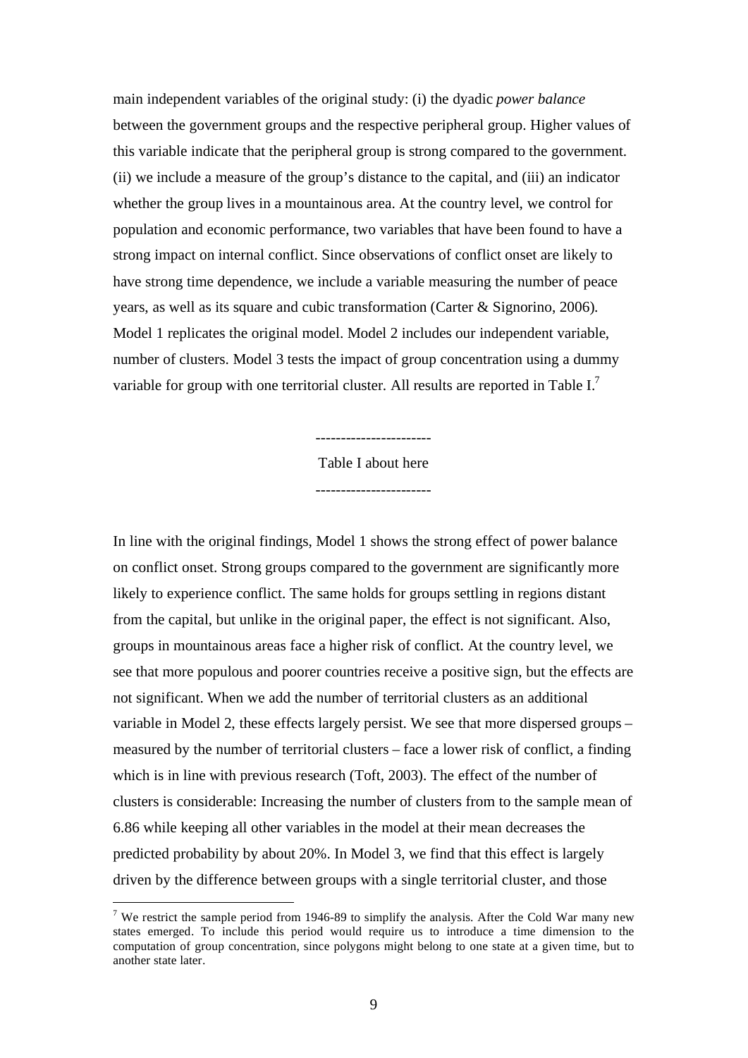main independent variables of the original study: (i) the dyadic *power balance* between the government groups and the respective peripheral group. Higher values of this variable indicate that the peripheral group is strong compared to the government. (ii) we include a measure of the group's distance to the capital, and (iii) an indicator whether the group lives in a mountainous area. At the country level, we control for population and economic performance, two variables that have been found to have a strong impact on internal conflict. Since observations of conflict onset are likely to have strong time dependence, we include a variable measuring the number of peace years, as well as its square and cubic transformation (Carter & Signorino, 2006). Model 1 replicates the original model. Model 2 includes our independent variable, number of clusters. Model 3 tests the impact of group concentration using a dummy variable for group with one territorial cluster. All results are reported in Table I.[7]

----------------------

Table I about here

----------------------

In line with the original findings, Model 1 shows the strong effect of power balance on conflict onset. Strong groups compared to the government are significantly more likely to experience conflict. The same holds for groups settling in regions distant from the capital, but unlike in the original paper, the effect is not significant. Also, groups in mountainous areas face a higher risk of conflict. At the country level, we see that more populous and poorer countries receive a positive sign, but the effects are not significant. When we add the number of territorial clusters as an additional variable in Model 2, these effects largely persist. We see that more dispersed groups – measured by the number of territorial clusters – face a lower risk of conflict, a finding which is in line with previous research (Toft, 2003). The effect of the number of clusters is considerable: Increasing the number of clusters from to the sample mean of 6.86 while keeping all other variables in the model at their mean decreases the predicted probability by about 20%. In Model 3, we find that this effect is largely driven by the difference between groups with a single territorial cluster, and those

[7] We restrict the sample period from 1946-89 to simplify the analysis. After the Cold War many new states emerged. To include this period would require us to introduce a time dimension to the computation of group concentration, since polygons might belong to one state at a given time, but to another state later.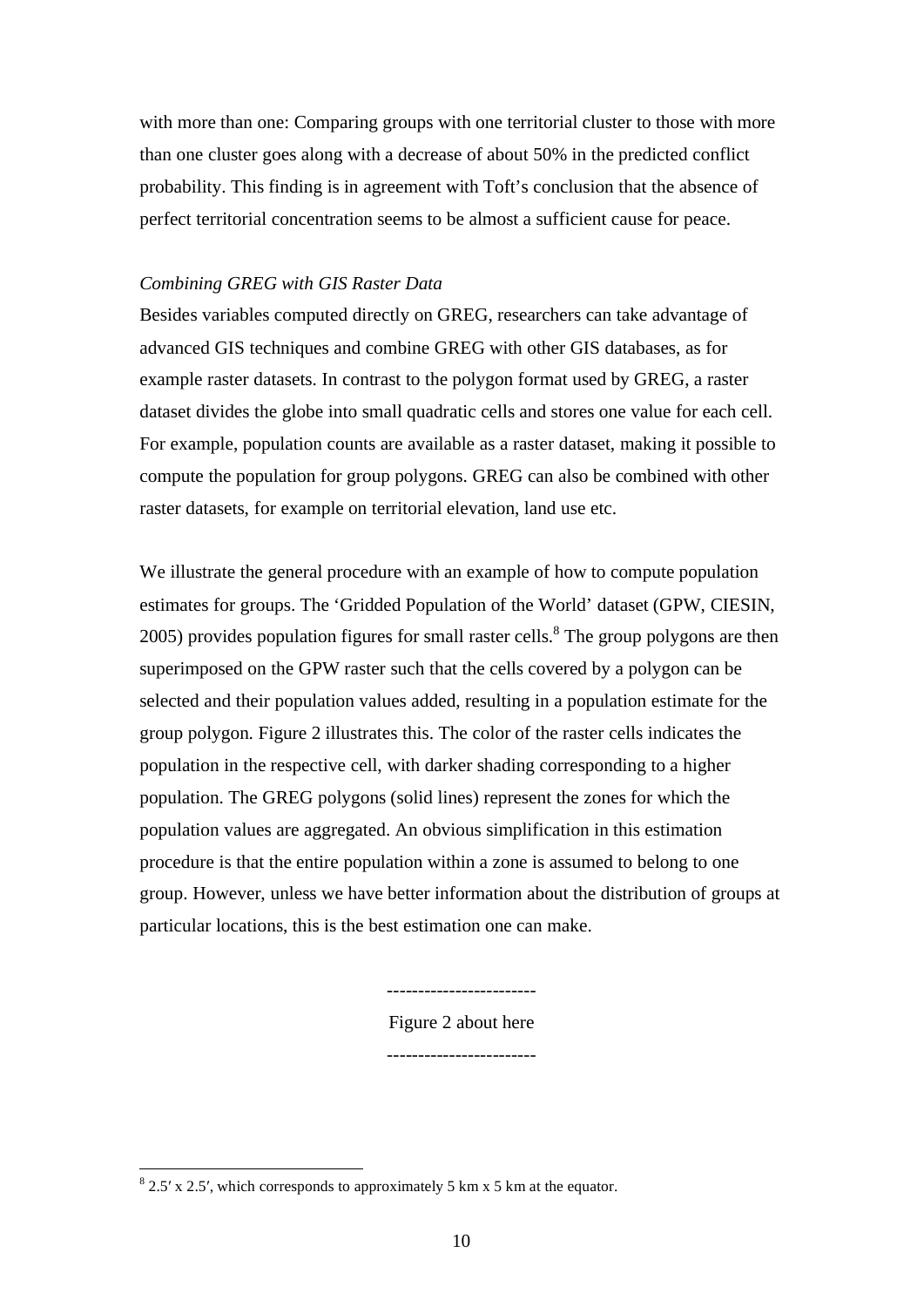with more than one: Comparing groups with one territorial cluster to those with more than one cluster goes along with a decrease of about 50% in the predicted conflict probability. This finding is in agreement with Toft's conclusion that the absence of perfect territorial concentration seems to be almost a sufficient cause for peace.

*Combining GREG with GIS Raster Data*

Besides variables computed directly on GREG, researchers can take advantage of advanced GIS techniques and combine GREG with other GIS databases, as for example raster datasets. In contrast to the polygon format used by GREG, a raster dataset divides the globe into small quadratic cells and stores one value for each cell. For example, population counts are available as a raster dataset, making it possible to compute the population for group polygons. GREG can also be combined with other raster datasets, for example on territorial elevation, land use etc.

We illustrate the general procedure with an example of how to compute population estimates for groups. The 'Gridded Population of the World' dataset (GPW, CIESIN, 2005) provides population figures for small raster cells.[8] The group polygons are then superimposed on the GPW raster such that the cells covered by a polygon can be selected and their population values added, resulting in a population estimate for the group polygon. Figure 2 illustrates this. The color of the raster cells indicates the population in the respective cell, with darker shading corresponding to a higher population. The GREG polygons (solid lines) represent the zones for which the population values are aggregated. An obvious simplification in this estimation procedure is that the entire population within a zone is assumed to belong to one group. However, unless we have better information about the distribution of groups at particular locations, this is the best estimation one can make.

------------------------

Figure 2 about here

------------------------

[8] 2.5′ x 2.5′, which corresponds to approximately 5 km x 5 km at the equator.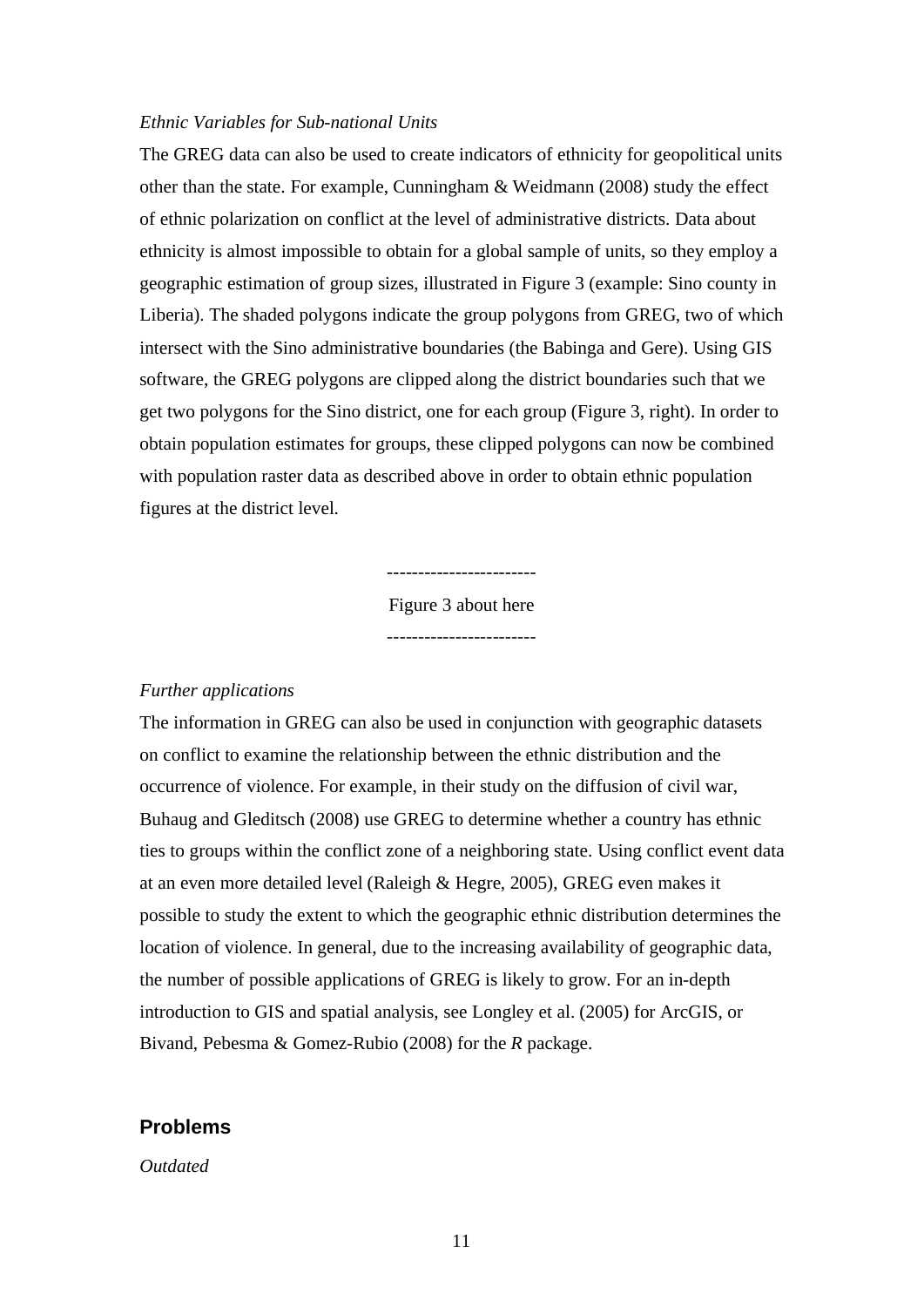*Ethnic Variables for Sub-national Units*

The GREG data can also be used to create indicators of ethnicity for geopolitical units other than the state. For example, Cunningham & Weidmann (2008) study the effect of ethnic polarization on conflict at the level of administrative districts. Data about ethnicity is almost impossible to obtain for a global sample of units, so they employ a geographic estimation of group sizes, illustrated in Figure 3 (example: Sino county in Liberia). The shaded polygons indicate the group polygons from GREG, two of which intersect with the Sino administrative boundaries (the Babinga and Gere). Using GIS software, the GREG polygons are clipped along the district boundaries such that we get two polygons for the Sino district, one for each group (Figure 3, right). In order to obtain population estimates for groups, these clipped polygons can now be combined with population raster data as described above in order to obtain ethnic population figures at the district level.

------------------------

Figure 3 about here

------------------------

*Further applications*

The information in GREG can also be used in conjunction with geographic datasets on conflict to examine the relationship between the ethnic distribution and the occurrence of violence. For example, in their study on the diffusion of civil war, Buhaug and Gleditsch (2008) use GREG to determine whether a country has ethnic ties to groups within the conflict zone of a neighboring state. Using conflict event data at an even more detailed level (Raleigh & Hegre, 2005), GREG even makes it possible to study the extent to which the geographic ethnic distribution determines the location of violence. In general, due to the increasing availability of geographic data, the number of possible applications of GREG is likely to grow. For an in-depth introduction to GIS and spatial analysis, see Longley et al. (2005) for ArcGIS, or Bivand, Pebesma & Gomez-Rubio (2008) for the *R* package.

## Problems

*Outdated*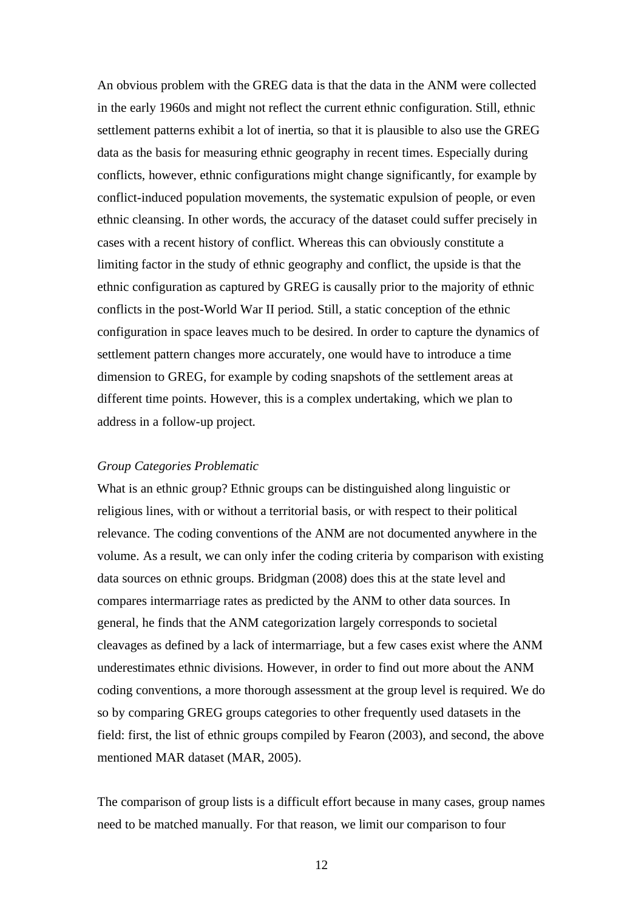An obvious problem with the GREG data is that the data in the ANM were collected in the early 1960s and might not reflect the current ethnic configuration. Still, ethnic settlement patterns exhibit a lot of inertia, so that it is plausible to also use the GREG data as the basis for measuring ethnic geography in recent times. Especially during conflicts, however, ethnic configurations might change significantly, for example by conflict-induced population movements, the systematic expulsion of people, or even ethnic cleansing. In other words, the accuracy of the dataset could suffer precisely in cases with a recent history of conflict. Whereas this can obviously constitute a limiting factor in the study of ethnic geography and conflict, the upside is that the ethnic configuration as captured by GREG is causally prior to the majority of ethnic conflicts in the post-World War II period. Still, a static conception of the ethnic configuration in space leaves much to be desired. In order to capture the dynamics of settlement pattern changes more accurately, one would have to introduce a time dimension to GREG, for example by coding snapshots of the settlement areas at different time points. However, this is a complex undertaking, which we plan to address in a follow-up project.

*Group Categories Problematic*

What is an ethnic group? Ethnic groups can be distinguished along linguistic or religious lines, with or without a territorial basis, or with respect to their political relevance. The coding conventions of the ANM are not documented anywhere in the volume. As a result, we can only infer the coding criteria by comparison with existing data sources on ethnic groups. Bridgman (2008) does this at the state level and compares intermarriage rates as predicted by the ANM to other data sources. In general, he finds that the ANM categorization largely corresponds to societal cleavages as defined by a lack of intermarriage, but a few cases exist where the ANM underestimates ethnic divisions. However, in order to find out more about the ANM coding conventions, a more thorough assessment at the group level is required. We do so by comparing GREG groups categories to other frequently used datasets in the field: first, the list of ethnic groups compiled by Fearon (2003), and second, the above mentioned MAR dataset (MAR, 2005).

The comparison of group lists is a difficult effort because in many cases, group names need to be matched manually. For that reason, we limit our comparison to four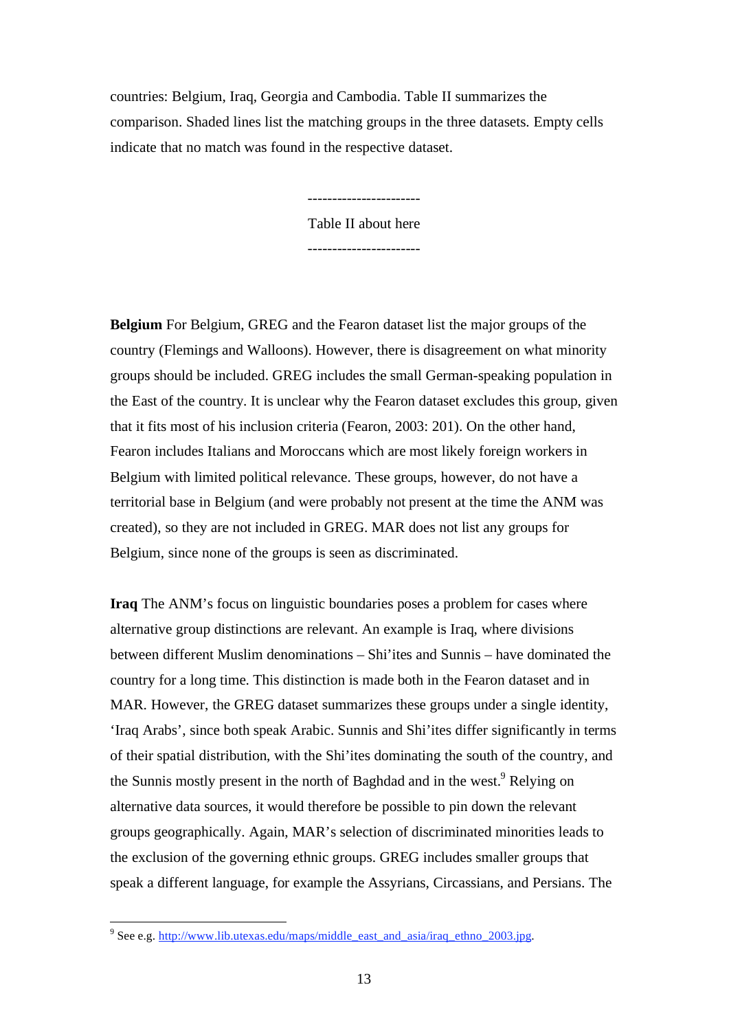countries: Belgium, Iraq, Georgia and Cambodia. Table II summarizes the comparison. Shaded lines list the matching groups in the three datasets. Empty cells indicate that no match was found in the respective dataset.

----------------------

Table II about here

----------------------

**Belgium** For Belgium, GREG and the Fearon dataset list the major groups of the country (Flemings and Walloons). However, there is disagreement on what minority groups should be included. GREG includes the small German-speaking population in the East of the country. It is unclear why the Fearon dataset excludes this group, given that it fits most of his inclusion criteria (Fearon, 2003: 201). On the other hand, Fearon includes Italians and Moroccans which are most likely foreign workers in Belgium with limited political relevance. These groups, however, do not have a territorial base in Belgium (and were probably not present at the time the ANM was created), so they are not included in GREG. MAR does not list any groups for Belgium, since none of the groups is seen as discriminated.

**Iraq** The ANM's focus on linguistic boundaries poses a problem for cases where alternative group distinctions are relevant. An example is Iraq, where divisions between different Muslim denominations – Shi'ites and Sunnis – have dominated the country for a long time. This distinction is made both in the Fearon dataset and in MAR. However, the GREG dataset summarizes these groups under a single identity, 'Iraq Arabs', since both speak Arabic. Sunnis and Shi'ites differ significantly in terms of their spatial distribution, with the Shi'ites dominating the south of the country, and the Sunnis mostly present in the north of Baghdad and in the west.[9] Relying on alternative data sources, it would therefore be possible to pin down the relevant groups geographically. Again, MAR's selection of discriminated minorities leads to the exclusion of the governing ethnic groups. GREG includes smaller groups that speak a different language, for example the Assyrians, Circassians, and Persians. The

[9] See e.g. http://www.lib.utexas.edu/maps/middle_east_and_asia/iraq_ethno_2003.jpg.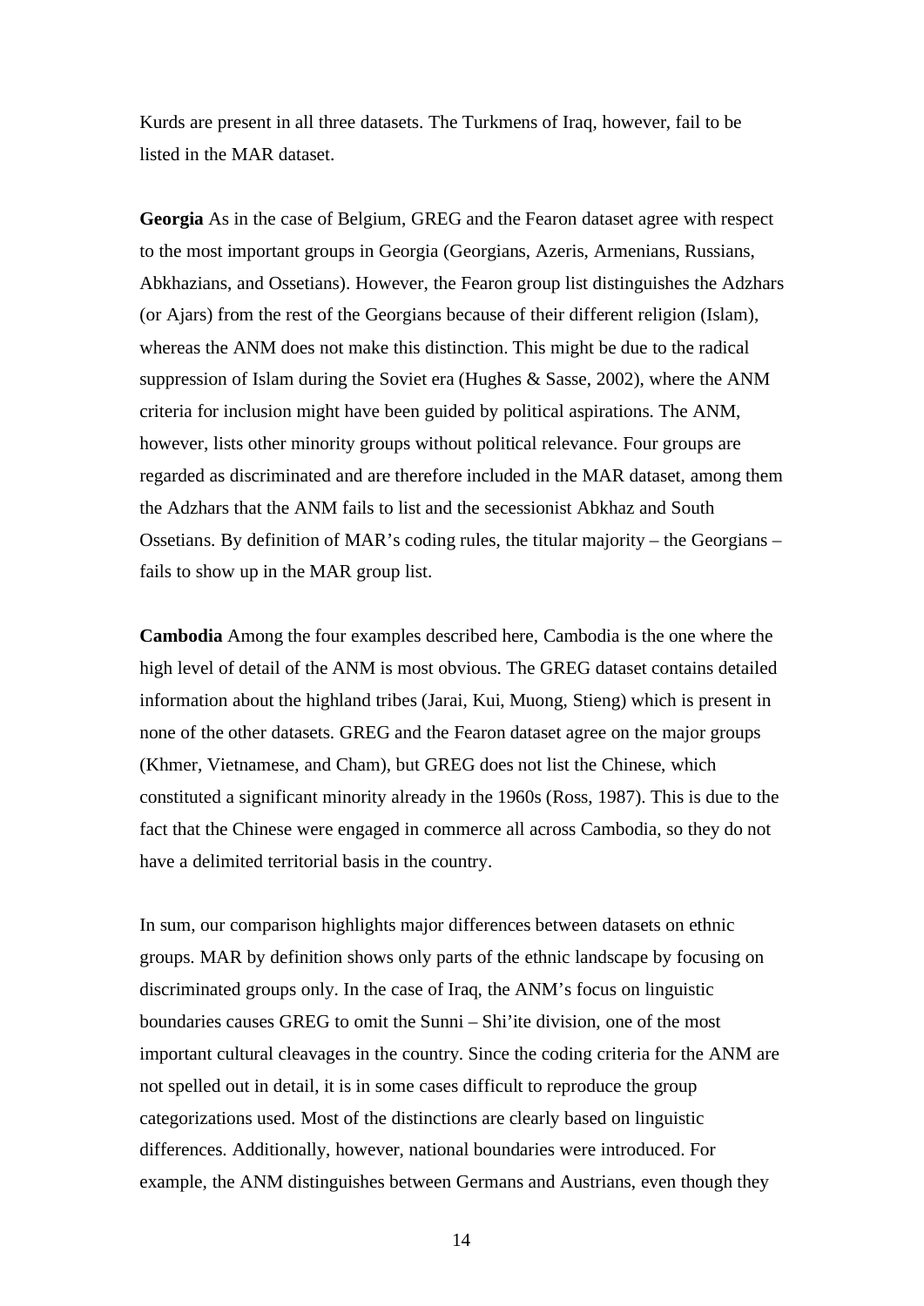Kurds are present in all three datasets. The Turkmens of Iraq, however, fail to be listed in the MAR dataset.

**Georgia** As in the case of Belgium, GREG and the Fearon dataset agree with respect to the most important groups in Georgia (Georgians, Azeris, Armenians, Russians, Abkhazians, and Ossetians). However, the Fearon group list distinguishes the Adzhars (or Ajars) from the rest of the Georgians because of their different religion (Islam), whereas the ANM does not make this distinction. This might be due to the radical suppression of Islam during the Soviet era (Hughes & Sasse, 2002), where the ANM criteria for inclusion might have been guided by political aspirations. The ANM, however, lists other minority groups without political relevance. Four groups are regarded as discriminated and are therefore included in the MAR dataset, among them the Adzhars that the ANM fails to list and the secessionist Abkhaz and South Ossetians. By definition of MAR's coding rules, the titular majority – the Georgians – fails to show up in the MAR group list.

**Cambodia** Among the four examples described here, Cambodia is the one where the high level of detail of the ANM is most obvious. The GREG dataset contains detailed information about the highland tribes (Jarai, Kui, Muong, Stieng) which is present in none of the other datasets. GREG and the Fearon dataset agree on the major groups (Khmer, Vietnamese, and Cham), but GREG does not list the Chinese, which constituted a significant minority already in the 1960s (Ross, 1987). This is due to the fact that the Chinese were engaged in commerce all across Cambodia, so they do not have a delimited territorial basis in the country.

In sum, our comparison highlights major differences between datasets on ethnic groups. MAR by definition shows only parts of the ethnic landscape by focusing on discriminated groups only. In the case of Iraq, the ANM's focus on linguistic boundaries causes GREG to omit the Sunni – Shi'ite division, one of the most important cultural cleavages in the country. Since the coding criteria for the ANM are not spelled out in detail, it is in some cases difficult to reproduce the group categorizations used. Most of the distinctions are clearly based on linguistic differences. Additionally, however, national boundaries were introduced. For example, the ANM distinguishes between Germans and Austrians, even though they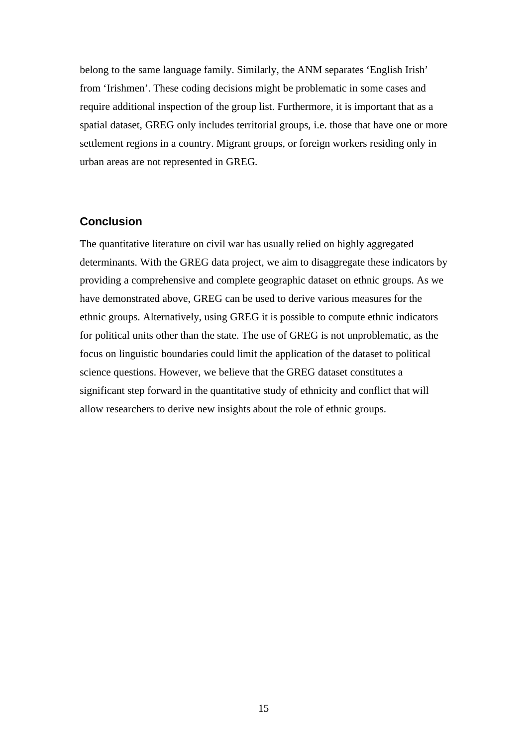belong to the same language family. Similarly, the ANM separates 'English Irish' from 'Irishmen'. These coding decisions might be problematic in some cases and require additional inspection of the group list. Furthermore, it is important that as a spatial dataset, GREG only includes territorial groups, i.e. those that have one or more settlement regions in a country. Migrant groups, or foreign workers residing only in urban areas are not represented in GREG.

## Conclusion

The quantitative literature on civil war has usually relied on highly aggregated determinants. With the GREG data project, we aim to disaggregate these indicators by providing a comprehensive and complete geographic dataset on ethnic groups. As we have demonstrated above, GREG can be used to derive various measures for the ethnic groups. Alternatively, using GREG it is possible to compute ethnic indicators for political units other than the state. The use of GREG is not unproblematic, as the focus on linguistic boundaries could limit the application of the dataset to political science questions. However, we believe that the GREG dataset constitutes a significant step forward in the quantitative study of ethnicity and conflict that will allow researchers to derive new insights about the role of ethnic groups.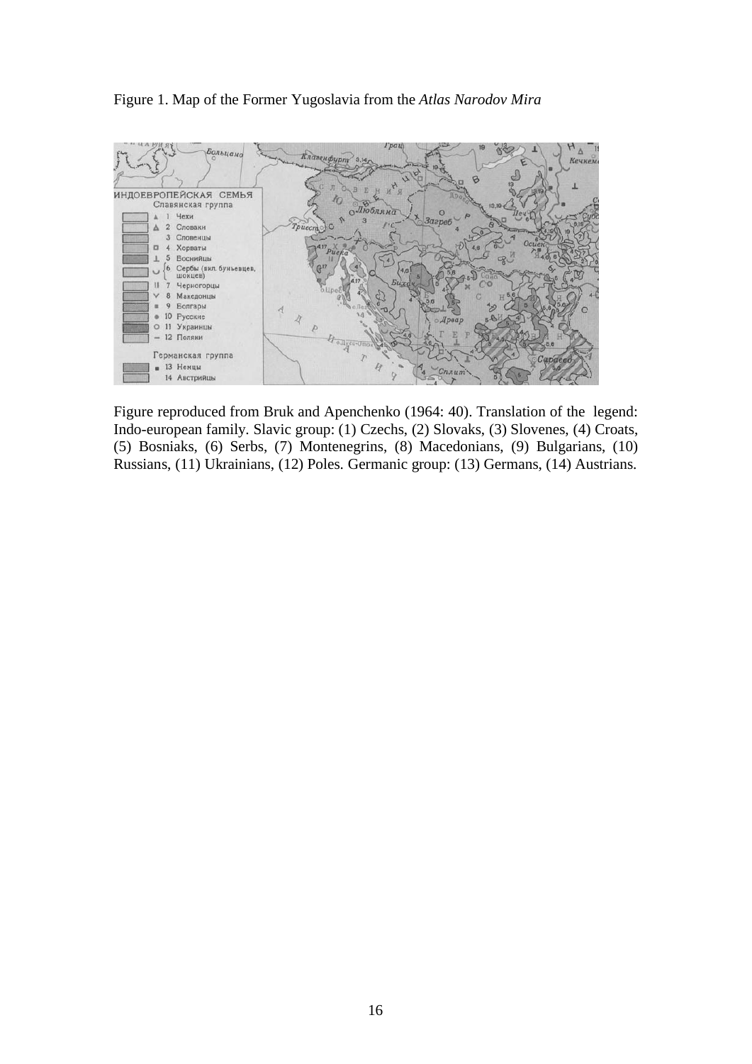Figure 1. Map of the Former Yugoslavia from the *Atlas Narodov Mira*

Figure reproduced from Bruk and Apenchenko (1964: 40). Translation of the legend: Indo-european family. Slavic group: (1) Czechs, (2) Slovaks, (3) Slovenes, (4) Croats, (5) Bosniaks, (6) Serbs, (7) Montenegrins, (8) Macedonians, (9) Bulgarians, (10) Russians, (11) Ukrainians, (12) Poles. Germanic group: (13) Germans, (14) Austrians.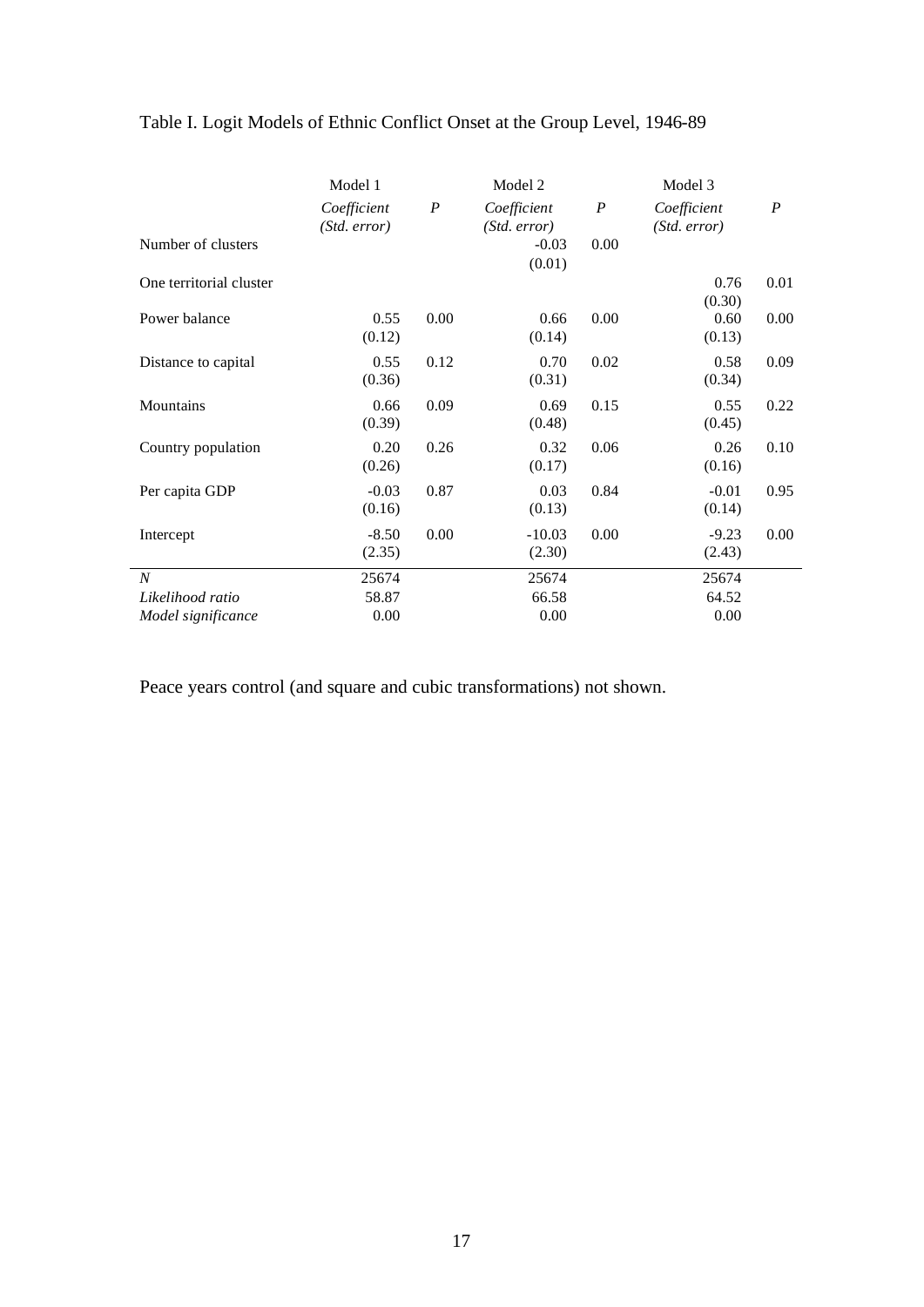Table I. Logit Models of Ethnic Conflict Onset at the Group Level, 1946-89

| | Model 1 | | Model 2 | | Model 3 | |
|---|---|---|---|---|---|---|
| | *Coefficient (Std. error)* | *P* | *Coefficient (Std. error)* | *P* | *Coefficient (Std. error)* | *P* |
| Number of clusters | | | -0.03 (0.01) | 0.00 | | |
| One territorial cluster | | | | | 0.76 (0.30) | 0.01 |
| Power balance | 0.55 (0.12) | 0.00 | 0.66 (0.14) | 0.00 | 0.60 (0.13) | 0.00 |
| Distance to capital | 0.55 (0.36) | 0.12 | 0.70 (0.31) | 0.02 | 0.58 (0.34) | 0.09 |
| Mountains | 0.66 (0.39) | 0.09 | 0.69 (0.48) | 0.15 | 0.55 (0.45) | 0.22 |
| Country population | 0.20 (0.26) | 0.26 | 0.32 (0.17) | 0.06 | 0.26 (0.16) | 0.10 |
| Per capita GDP | -0.03 (0.16) | 0.87 | 0.03 (0.13) | 0.84 | -0.01 (0.14) | 0.95 |
| Intercept | -8.50 (2.35) | 0.00 | -10.03 (2.30) | 0.00 | -9.23 (2.43) | 0.00 |
| *N* | 25674 | | 25674 | | 25674 | |
| *Likelihood ratio* | 58.87 | | 66.58 | | 64.52 | |
| *Model significance* | 0.00 | | 0.00 | | 0.00 | |

Peace years control (and square and cubic transformations) not shown.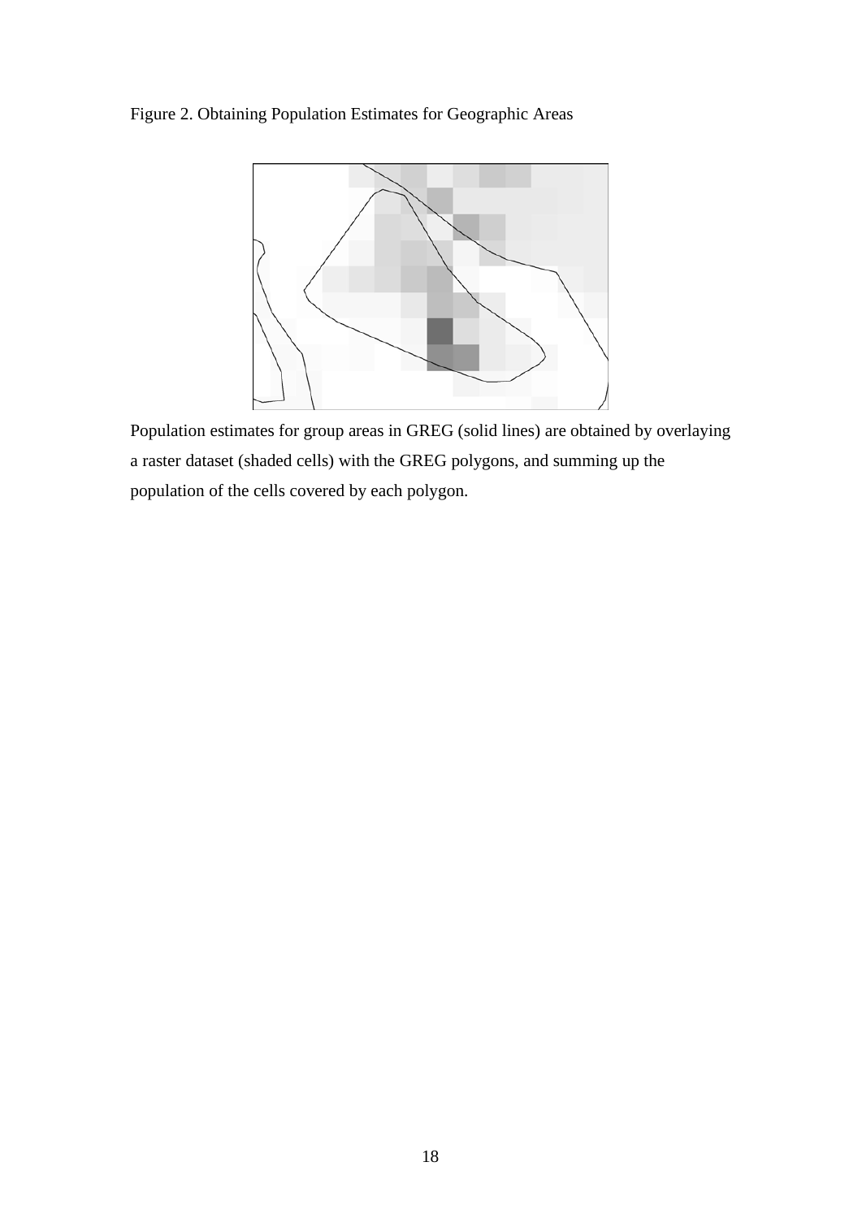Figure 2. Obtaining Population Estimates for Geographic Areas

Population estimates for group areas in GREG (solid lines) are obtained by overlaying a raster dataset (shaded cells) with the GREG polygons, and summing up the population of the cells covered by each polygon.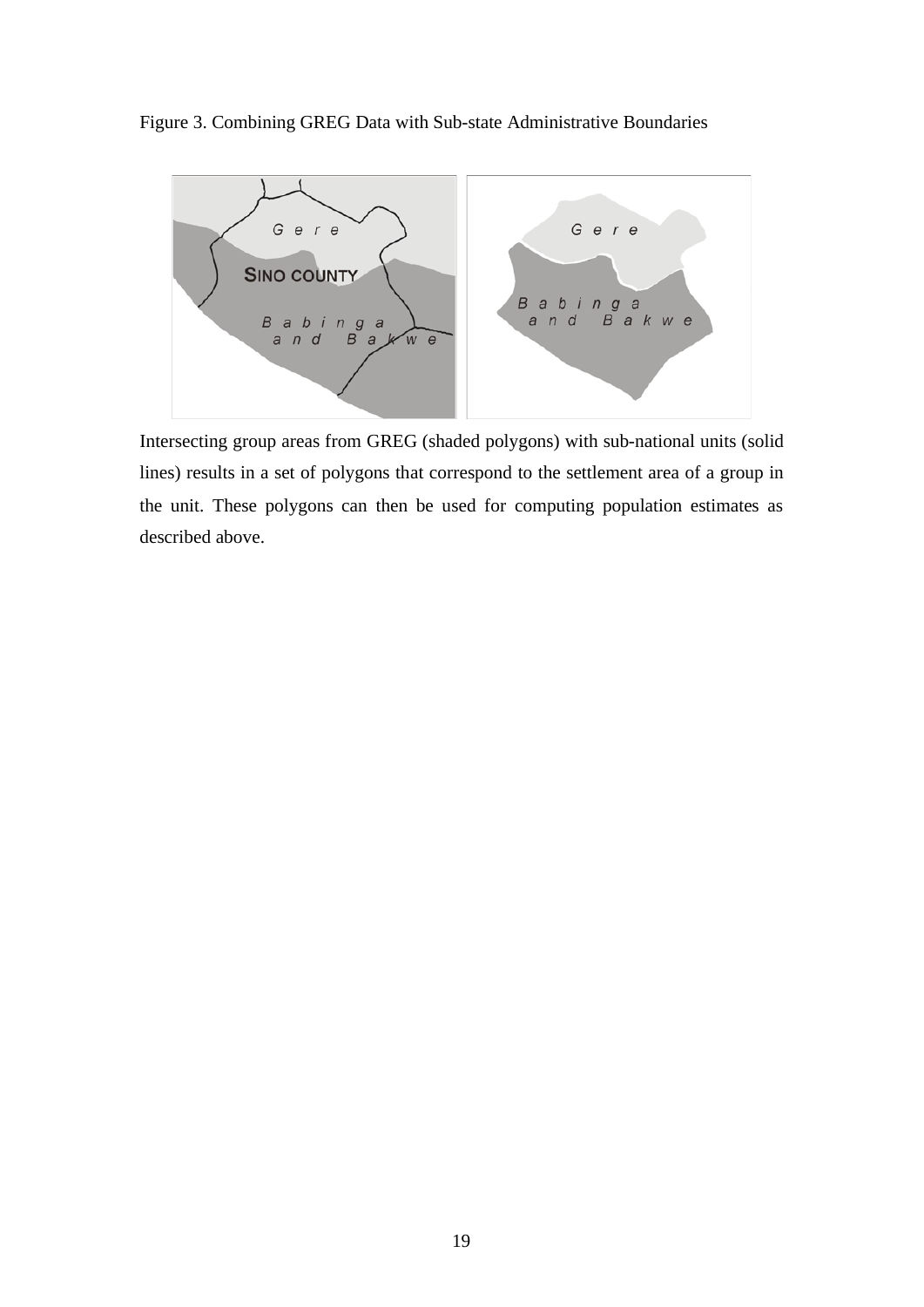Figure 3. Combining GREG Data with Sub-state Administrative Boundaries

Intersecting group areas from GREG (shaded polygons) with sub-national units (solid lines) results in a set of polygons that correspond to the settlement area of a group in the unit. These polygons can then be used for computing population estimates as described above.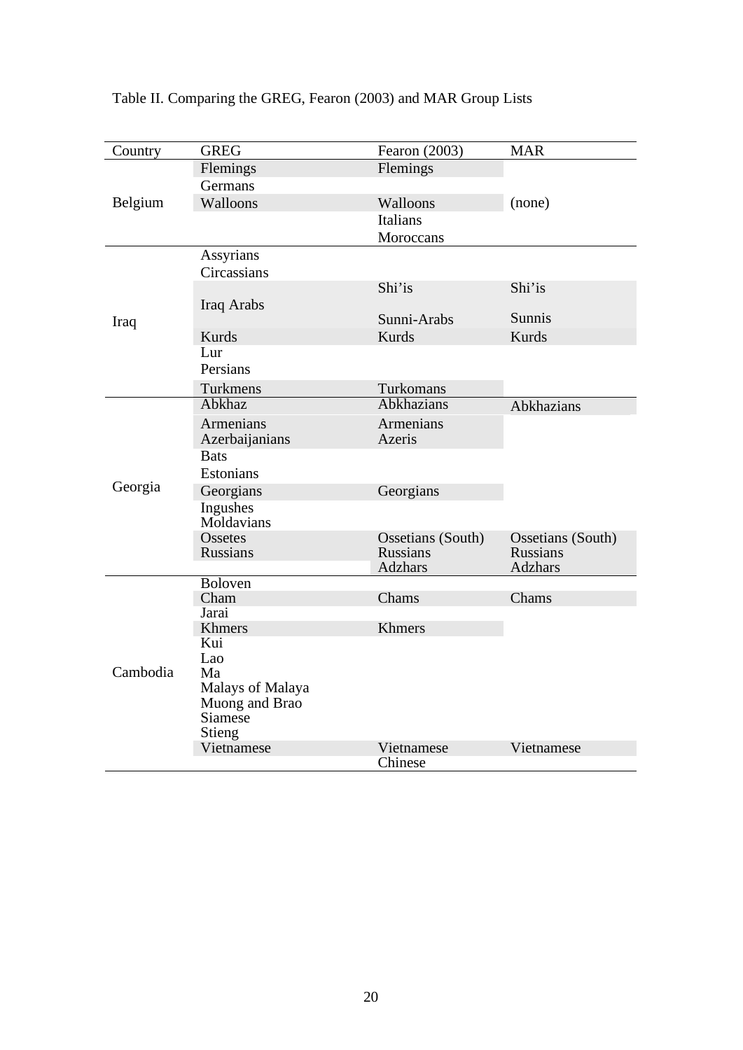Table II. Comparing the GREG, Fearon (2003) and MAR Group Lists

| Country | GREG | Fearon (2003) | MAR |
|---|---|---|---|
| Belgium | Flemings | Flemings | (none) |
| | Germans | | |
| | Walloons | Walloons | |
| | | Italians | |
| | | Moroccans | |
| Iraq | Assyrians | | |
| | Circassians | | |
| | Iraq Arabs | Shi'is | Shi'is |
| | | Sunni-Arabs | Sunnis |
| | Kurds | Kurds | Kurds |
| | Lur | | |
| | Persians | | |
| | Turkmens | Turkomans | |
| Georgia | Abkhaz | Abkhazians | Abkhazians |
| | Armenians | Armenians | |
| | Azerbaijanians | Azeris | |
| | Bats | | |
| | Estonians | | |
| | Georgians | Georgians | |
| | Ingushes | | |
| | Moldavians | | |
| | Ossetes | Ossetians (South) | Ossetians (South) |
| | Russians | Russians | Russians |
| | | Adzhars | Adzhars |
| Cambodia | Boloven | | |
| | Cham | Chams | Chams |
| | Jarai | | |
| | Khmers | Khmers | |
| | Kui | | |
| | Lao | | |
| | Ma | | |
| | Malays of Malaya | | |
| | Muong and Brao | | |
| | Siamese | | |
| | Stieng | | |
| | Vietnamese | Vietnamese | Vietnamese |
| | | Chinese | |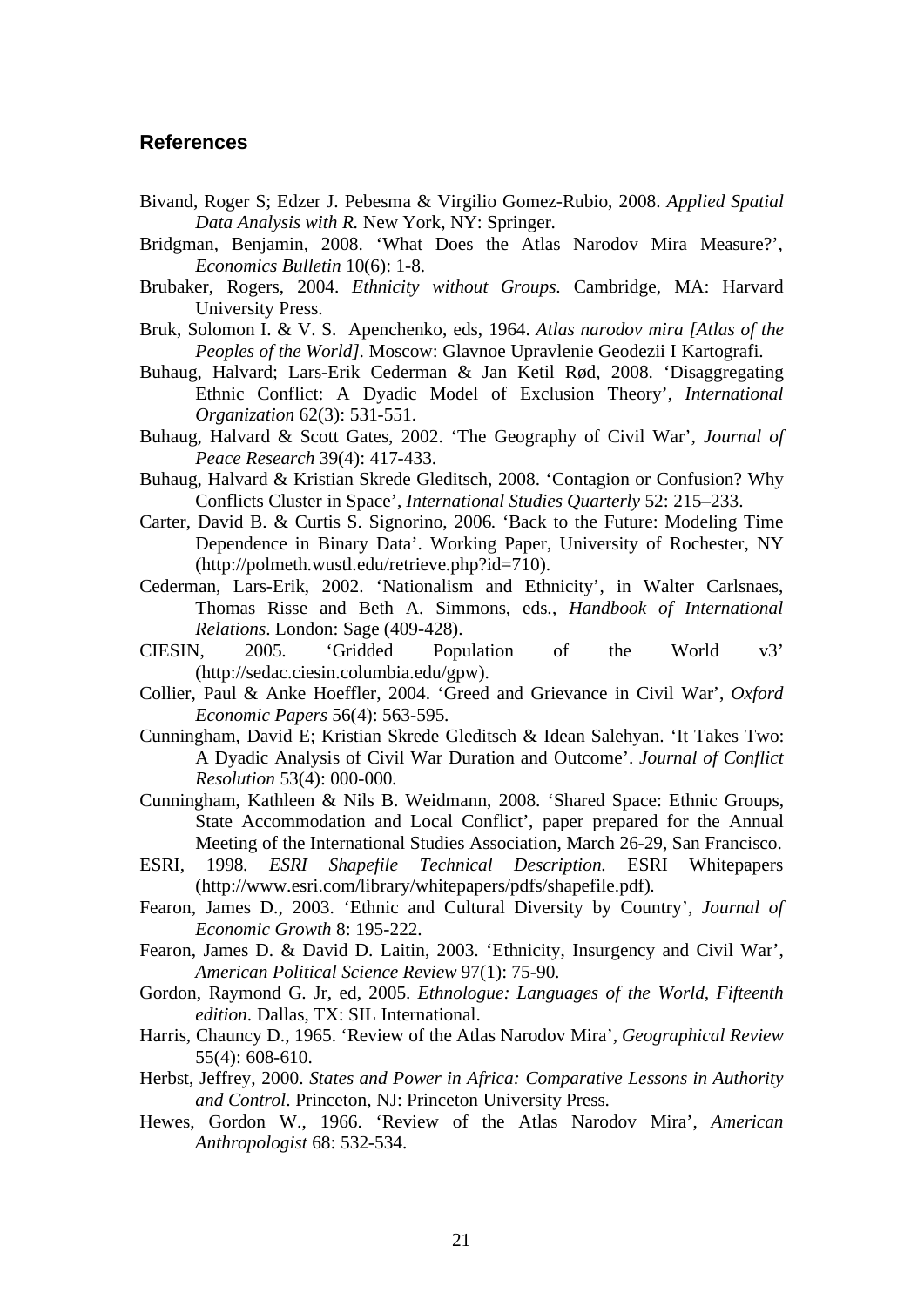## References

Bivand, Roger S; Edzer J. Pebesma & Virgilio Gomez-Rubio, 2008. *Applied Spatial Data Analysis with R.* New York, NY: Springer.

Bridgman, Benjamin, 2008. 'What Does the Atlas Narodov Mira Measure?', *Economics Bulletin* 10(6): 1-8.

Brubaker, Rogers, 2004. *Ethnicity without Groups*. Cambridge, MA: Harvard University Press.

Bruk, Solomon I. & V. S. Apenchenko, eds, 1964. *Atlas narodov mira [Atlas of the Peoples of the World]*. Moscow: Glavnoe Upravlenie Geodezii I Kartografi.

Buhaug, Halvard; Lars-Erik Cederman & Jan Ketil Rød, 2008. 'Disaggregating Ethnic Conflict: A Dyadic Model of Exclusion Theory', *International Organization* 62(3): 531-551.

Buhaug, Halvard & Scott Gates, 2002. 'The Geography of Civil War', *Journal of Peace Research* 39(4): 417-433.

Buhaug, Halvard & Kristian Skrede Gleditsch, 2008. 'Contagion or Confusion? Why Conflicts Cluster in Space', *International Studies Quarterly* 52: 215–233.

Carter, David B. & Curtis S. Signorino, 2006. 'Back to the Future: Modeling Time Dependence in Binary Data'. Working Paper, University of Rochester, NY (http://polmeth.wustl.edu/retrieve.php?id=710).

Cederman, Lars-Erik, 2002. 'Nationalism and Ethnicity', in Walter Carlsnaes, Thomas Risse and Beth A. Simmons, eds., *Handbook of International Relations*. London: Sage (409-428).

CIESIN, 2005. 'Gridded Population of the World v3' (http://sedac.ciesin.columbia.edu/gpw).

Collier, Paul & Anke Hoeffler, 2004. 'Greed and Grievance in Civil War', *Oxford Economic Papers* 56(4): 563-595.

Cunningham, David E; Kristian Skrede Gleditsch & Idean Salehyan. 'It Takes Two: A Dyadic Analysis of Civil War Duration and Outcome'. *Journal of Conflict Resolution* 53(4): 000-000.

Cunningham, Kathleen & Nils B. Weidmann, 2008. 'Shared Space: Ethnic Groups, State Accommodation and Local Conflict', paper prepared for the Annual Meeting of the International Studies Association, March 26-29, San Francisco.

ESRI, 1998. *ESRI Shapefile Technical Description.* ESRI Whitepapers (http://www.esri.com/library/whitepapers/pdfs/shapefile.pdf).

Fearon, James D., 2003. 'Ethnic and Cultural Diversity by Country', *Journal of Economic Growth* 8: 195-222.

Fearon, James D. & David D. Laitin, 2003. 'Ethnicity, Insurgency and Civil War', *American Political Science Review* 97(1): 75-90.

Gordon, Raymond G. Jr, ed, 2005. *Ethnologue: Languages of the World, Fifteenth edition*. Dallas, TX: SIL International.

Harris, Chauncy D., 1965. 'Review of the Atlas Narodov Mira', *Geographical Review* 55(4): 608-610.

Herbst, Jeffrey, 2000. *States and Power in Africa: Comparative Lessons in Authority and Control*. Princeton, NJ: Princeton University Press.

Hewes, Gordon W., 1966. 'Review of the Atlas Narodov Mira', *American Anthropologist* 68: 532-534.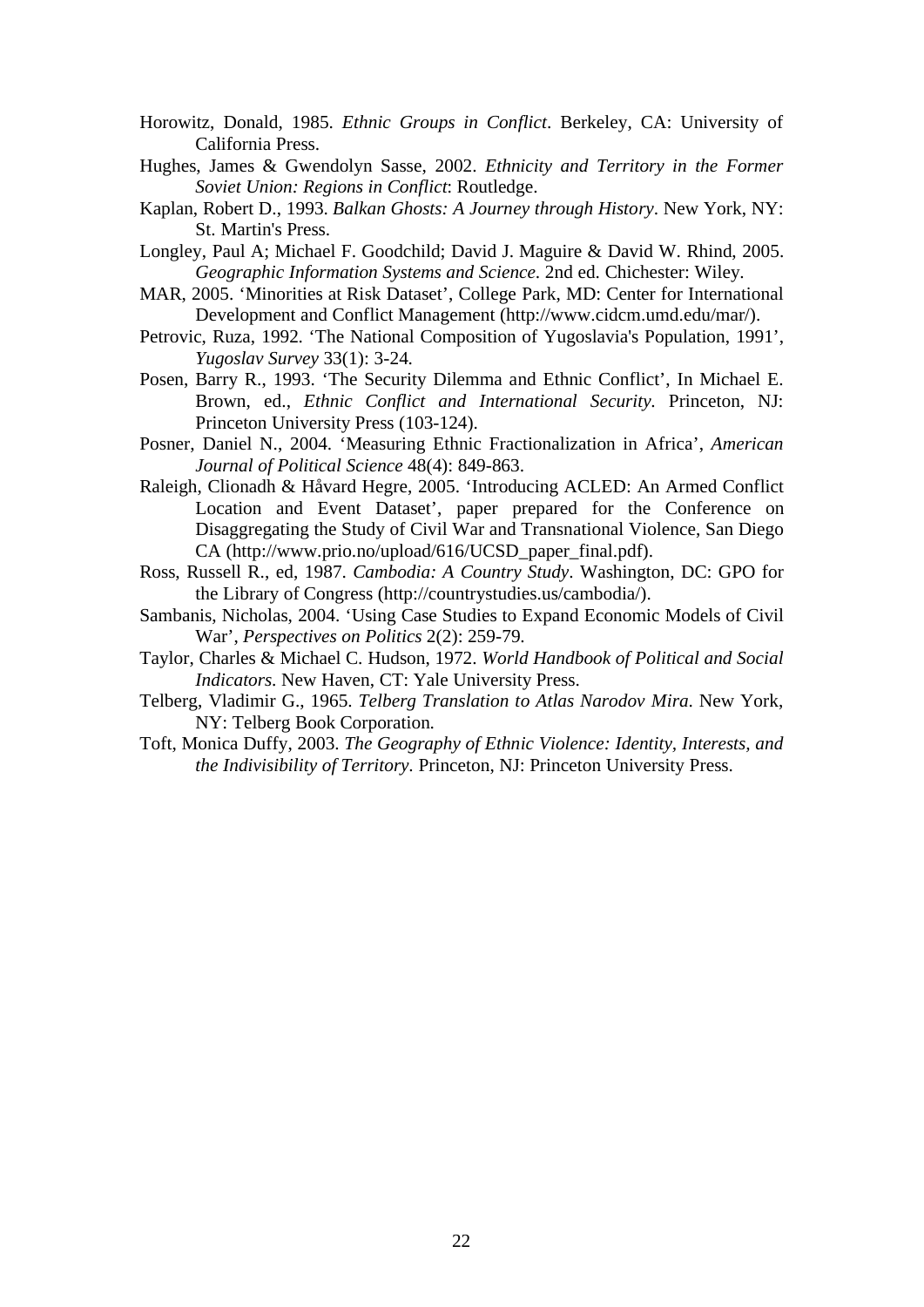Horowitz, Donald, 1985. *Ethnic Groups in Conflict*. Berkeley, CA: University of California Press.

Hughes, James & Gwendolyn Sasse, 2002. *Ethnicity and Territory in the Former Soviet Union: Regions in Conflict*: Routledge.

Kaplan, Robert D., 1993. *Balkan Ghosts: A Journey through History*. New York, NY: St. Martin's Press.

Longley, Paul A; Michael F. Goodchild; David J. Maguire & David W. Rhind, 2005. *Geographic Information Systems and Science*. 2nd ed. Chichester: Wiley.

MAR, 2005. 'Minorities at Risk Dataset', College Park, MD: Center for International Development and Conflict Management (http://www.cidcm.umd.edu/mar/).

Petrovic, Ruza, 1992. 'The National Composition of Yugoslavia's Population, 1991', *Yugoslav Survey* 33(1): 3-24.

Posen, Barry R., 1993. 'The Security Dilemma and Ethnic Conflict', In Michael E. Brown, ed., *Ethnic Conflict and International Security*. Princeton, NJ: Princeton University Press (103-124).

Posner, Daniel N., 2004. 'Measuring Ethnic Fractionalization in Africa', *American Journal of Political Science* 48(4): 849-863.

Raleigh, Clionadh & Håvard Hegre, 2005. 'Introducing ACLED: An Armed Conflict Location and Event Dataset', paper prepared for the Conference on Disaggregating the Study of Civil War and Transnational Violence, San Diego CA (http://www.prio.no/upload/616/UCSD_paper_final.pdf).

Ross, Russell R., ed, 1987. *Cambodia: A Country Study*. Washington, DC: GPO for the Library of Congress (http://countrystudies.us/cambodia/).

Sambanis, Nicholas, 2004. 'Using Case Studies to Expand Economic Models of Civil War', *Perspectives on Politics* 2(2): 259-79.

Taylor, Charles & Michael C. Hudson, 1972. *World Handbook of Political and Social Indicators*. New Haven, CT: Yale University Press.

Telberg, Vladimir G., 1965. *Telberg Translation to Atlas Narodov Mira*. New York, NY: Telberg Book Corporation.

Toft, Monica Duffy, 2003. *The Geography of Ethnic Violence: Identity, Interests, and the Indivisibility of Territory*. Princeton, NJ: Princeton University Press.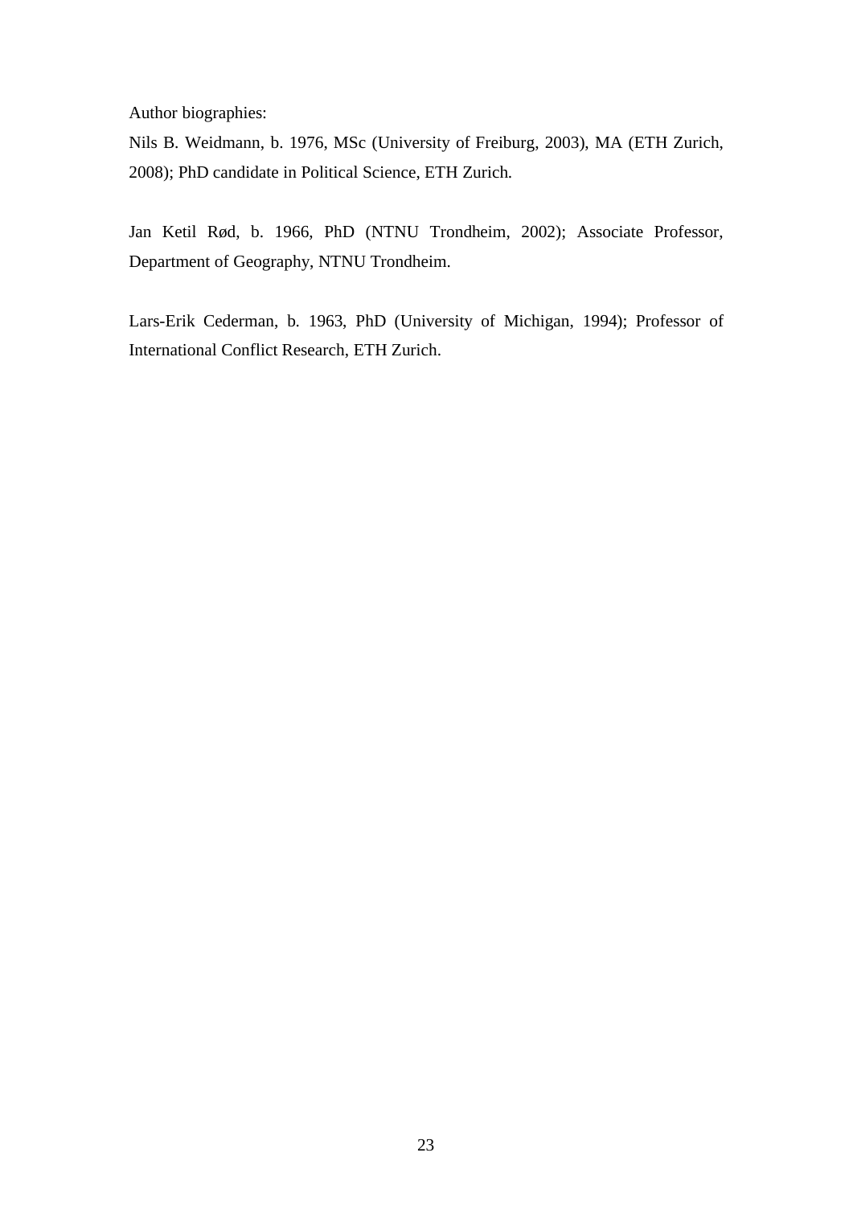Author biographies:

Nils B. Weidmann, b. 1976, MSc (University of Freiburg, 2003), MA (ETH Zurich, 2008); PhD candidate in Political Science, ETH Zurich.

Jan Ketil Rød, b. 1966, PhD (NTNU Trondheim, 2002); Associate Professor, Department of Geography, NTNU Trondheim.

Lars-Erik Cederman, b. 1963, PhD (University of Michigan, 1994); Professor of International Conflict Research, ETH Zurich.